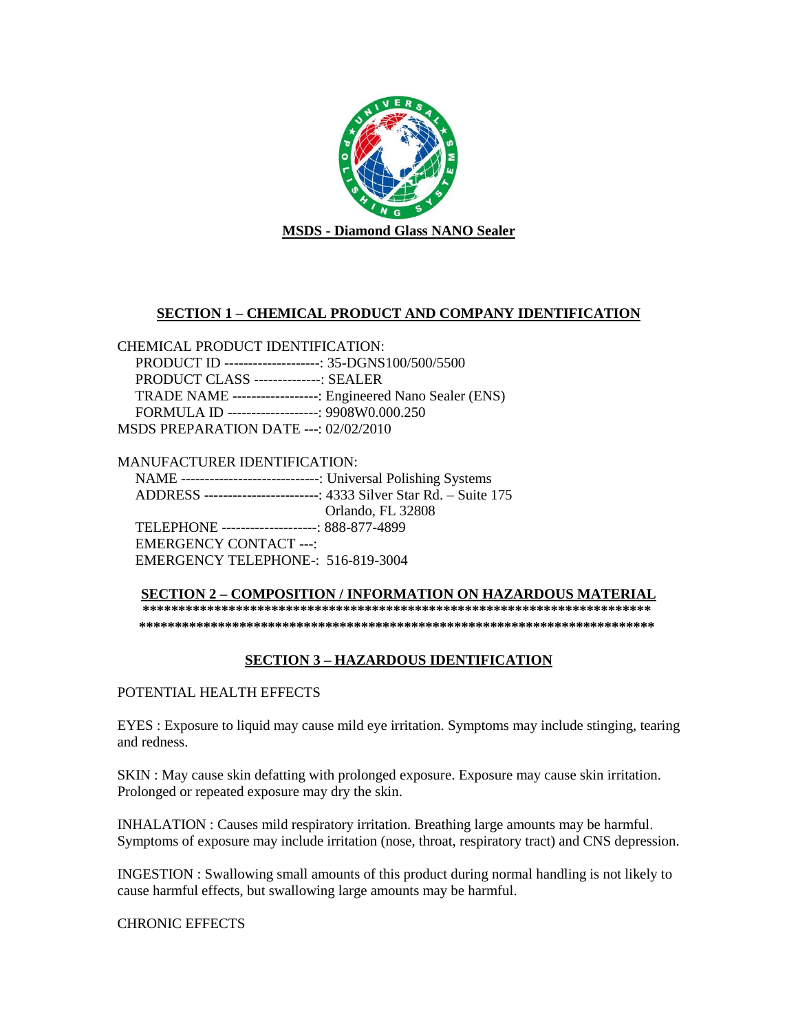**MSDS - Diamond Glass NANO Sealer**

## SECTION 1 – CHEMICAL PRODUCT AND COMPANY IDENTIFICATION

CHEMICAL PRODUCT IDENTIFICATION:

PRODUCT ID --------------------: 35-DGNS100/500/5500
PRODUCT CLASS --------------: SEALER
TRADE NAME ------------------: Engineered Nano Sealer (ENS)
FORMULA ID -------------------: 9908W0.000.250

MSDS PREPARATION DATE ---: 02/02/2010

MANUFACTURER IDENTIFICATION:

NAME -----------------------------: Universal Polishing Systems
ADDRESS ------------------------: 4333 Silver Star Rd. – Suite 175
Orlando, FL 32808
TELEPHONE --------------------: 888-877-4899
EMERGENCY CONTACT ---:
EMERGENCY TELEPHONE-: 516-819-3004

## SECTION 2 – COMPOSITION / INFORMATION ON HAZARDOUS MATERIAL

************************************************************************
*************************************************************************

## SECTION 3 – HAZARDOUS IDENTIFICATION

POTENTIAL HEALTH EFFECTS

EYES : Exposure to liquid may cause mild eye irritation. Symptoms may include stinging, tearing and redness.

SKIN : May cause skin defatting with prolonged exposure. Exposure may cause skin irritation. Prolonged or repeated exposure may dry the skin.

INHALATION : Causes mild respiratory irritation. Breathing large amounts may be harmful. Symptoms of exposure may include irritation (nose, throat, respiratory tract) and CNS depression.

INGESTION : Swallowing small amounts of this product during normal handling is not likely to cause harmful effects, but swallowing large amounts may be harmful.

CHRONIC EFFECTS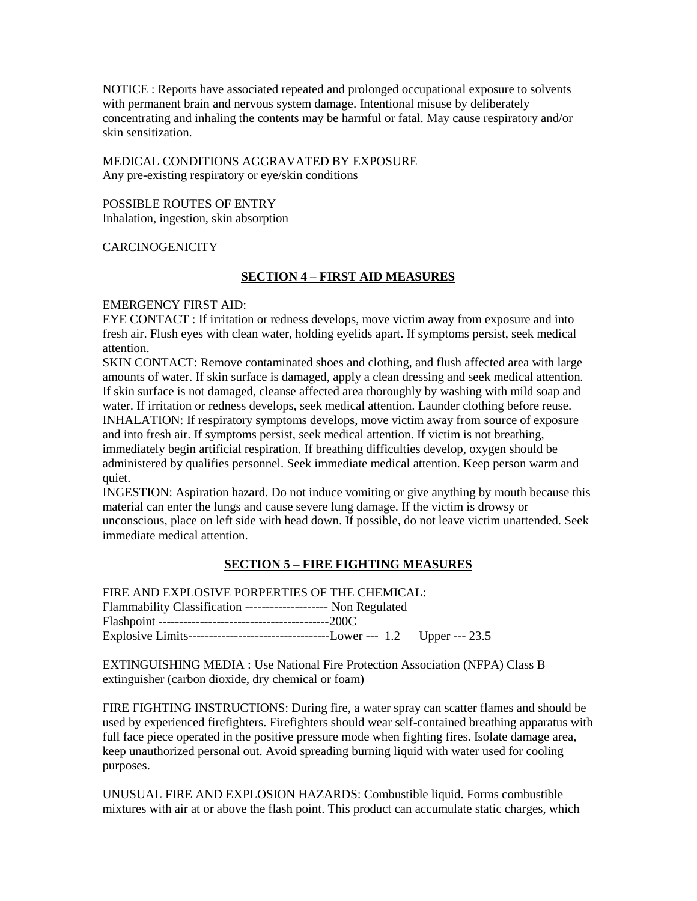NOTICE : Reports have associated repeated and prolonged occupational exposure to solvents with permanent brain and nervous system damage. Intentional misuse by deliberately concentrating and inhaling the contents may be harmful or fatal. May cause respiratory and/or skin sensitization.

MEDICAL CONDITIONS AGGRAVATED BY EXPOSURE
Any pre-existing respiratory or eye/skin conditions

POSSIBLE ROUTES OF ENTRY
Inhalation, ingestion, skin absorption

CARCINOGENICITY

## SECTION 4 – FIRST AID MEASURES

EMERGENCY FIRST AID:
EYE CONTACT : If irritation or redness develops, move victim away from exposure and into fresh air. Flush eyes with clean water, holding eyelids apart. If symptoms persist, seek medical attention.
SKIN CONTACT: Remove contaminated shoes and clothing, and flush affected area with large amounts of water. If skin surface is damaged, apply a clean dressing and seek medical attention. If skin surface is not damaged, cleanse affected area thoroughly by washing with mild soap and water. If irritation or redness develops, seek medical attention. Launder clothing before reuse.
INHALATION: If respiratory symptoms develops, move victim away from source of exposure and into fresh air. If symptoms persist, seek medical attention. If victim is not breathing, immediately begin artificial respiration. If breathing difficulties develop, oxygen should be administered by qualifies personnel. Seek immediate medical attention. Keep person warm and quiet.
INGESTION: Aspiration hazard. Do not induce vomiting or give anything by mouth because this material can enter the lungs and cause severe lung damage. If the victim is drowsy or unconscious, place on left side with head down. If possible, do not leave victim unattended. Seek immediate medical attention.

## SECTION 5 – FIRE FIGHTING MEASURES

FIRE AND EXPLOSIVE PORPERTIES OF THE CHEMICAL:
Flammability Classification -------------------- Non Regulated
Flashpoint -----------------------------------------200C
Explosive Limits----------------------------------Lower --- 1.2 Upper --- 23.5

EXTINGUISHING MEDIA : Use National Fire Protection Association (NFPA) Class B extinguisher (carbon dioxide, dry chemical or foam)

FIRE FIGHTING INSTRUCTIONS: During fire, a water spray can scatter flames and should be used by experienced firefighters. Firefighters should wear self-contained breathing apparatus with full face piece operated in the positive pressure mode when fighting fires. Isolate damage area, keep unauthorized personal out. Avoid spreading burning liquid with water used for cooling purposes.

UNUSUAL FIRE AND EXPLOSION HAZARDS: Combustible liquid. Forms combustible mixtures with air at or above the flash point. This product can accumulate static charges, which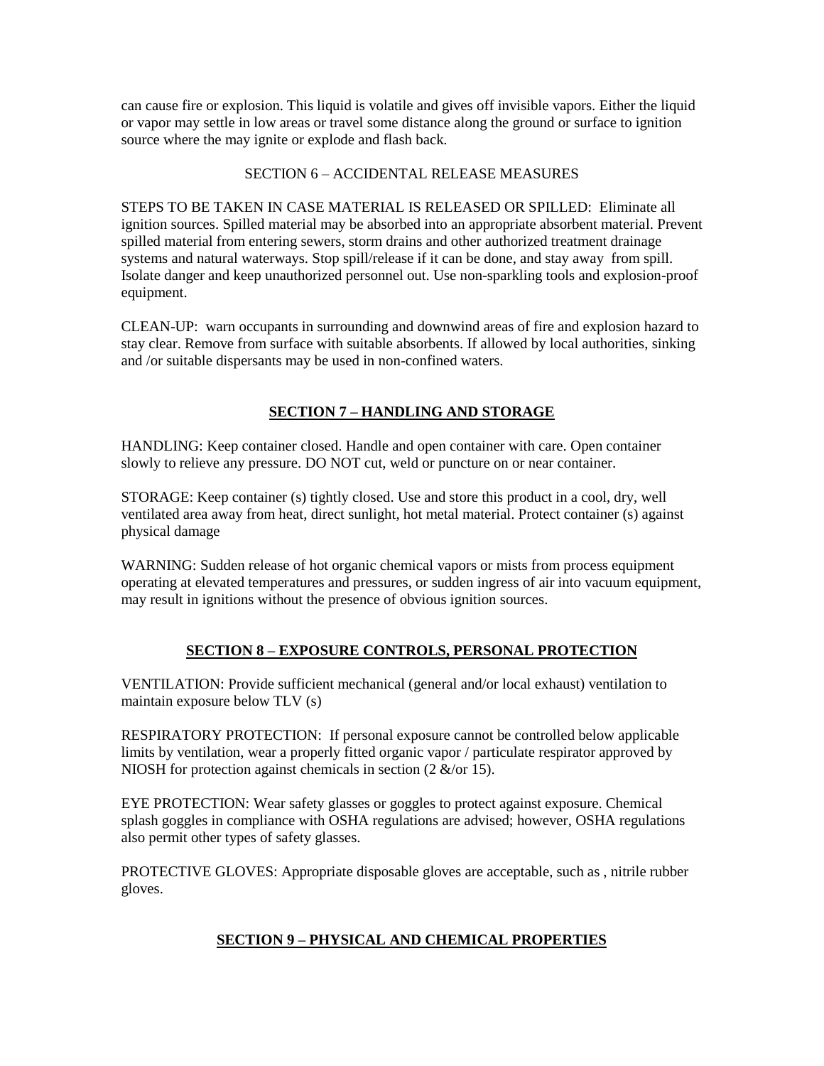can cause fire or explosion. This liquid is volatile and gives off invisible vapors. Either the liquid or vapor may settle in low areas or travel some distance along the ground or surface to ignition source where the may ignite or explode and flash back.

## SECTION 6 – ACCIDENTAL RELEASE MEASURES

STEPS TO BE TAKEN IN CASE MATERIAL IS RELEASED OR SPILLED: Eliminate all ignition sources. Spilled material may be absorbed into an appropriate absorbent material. Prevent spilled material from entering sewers, storm drains and other authorized treatment drainage systems and natural waterways. Stop spill/release if it can be done, and stay away from spill. Isolate danger and keep unauthorized personnel out. Use non-sparkling tools and explosion-proof equipment.

CLEAN-UP: warn occupants in surrounding and downwind areas of fire and explosion hazard to stay clear. Remove from surface with suitable absorbents. If allowed by local authorities, sinking and /or suitable dispersants may be used in non-confined waters.

## SECTION 7 – HANDLING AND STORAGE

HANDLING: Keep container closed. Handle and open container with care. Open container slowly to relieve any pressure. DO NOT cut, weld or puncture on or near container.

STORAGE: Keep container (s) tightly closed. Use and store this product in a cool, dry, well ventilated area away from heat, direct sunlight, hot metal material. Protect container (s) against physical damage

WARNING: Sudden release of hot organic chemical vapors or mists from process equipment operating at elevated temperatures and pressures, or sudden ingress of air into vacuum equipment, may result in ignitions without the presence of obvious ignition sources.

## SECTION 8 – EXPOSURE CONTROLS, PERSONAL PROTECTION

VENTILATION: Provide sufficient mechanical (general and/or local exhaust) ventilation to maintain exposure below TLV (s)

RESPIRATORY PROTECTION: If personal exposure cannot be controlled below applicable limits by ventilation, wear a properly fitted organic vapor / particulate respirator approved by NIOSH for protection against chemicals in section (2 &/or 15).

EYE PROTECTION: Wear safety glasses or goggles to protect against exposure. Chemical splash goggles in compliance with OSHA regulations are advised; however, OSHA regulations also permit other types of safety glasses.

PROTECTIVE GLOVES: Appropriate disposable gloves are acceptable, such as , nitrile rubber gloves.

## SECTION 9 – PHYSICAL AND CHEMICAL PROPERTIES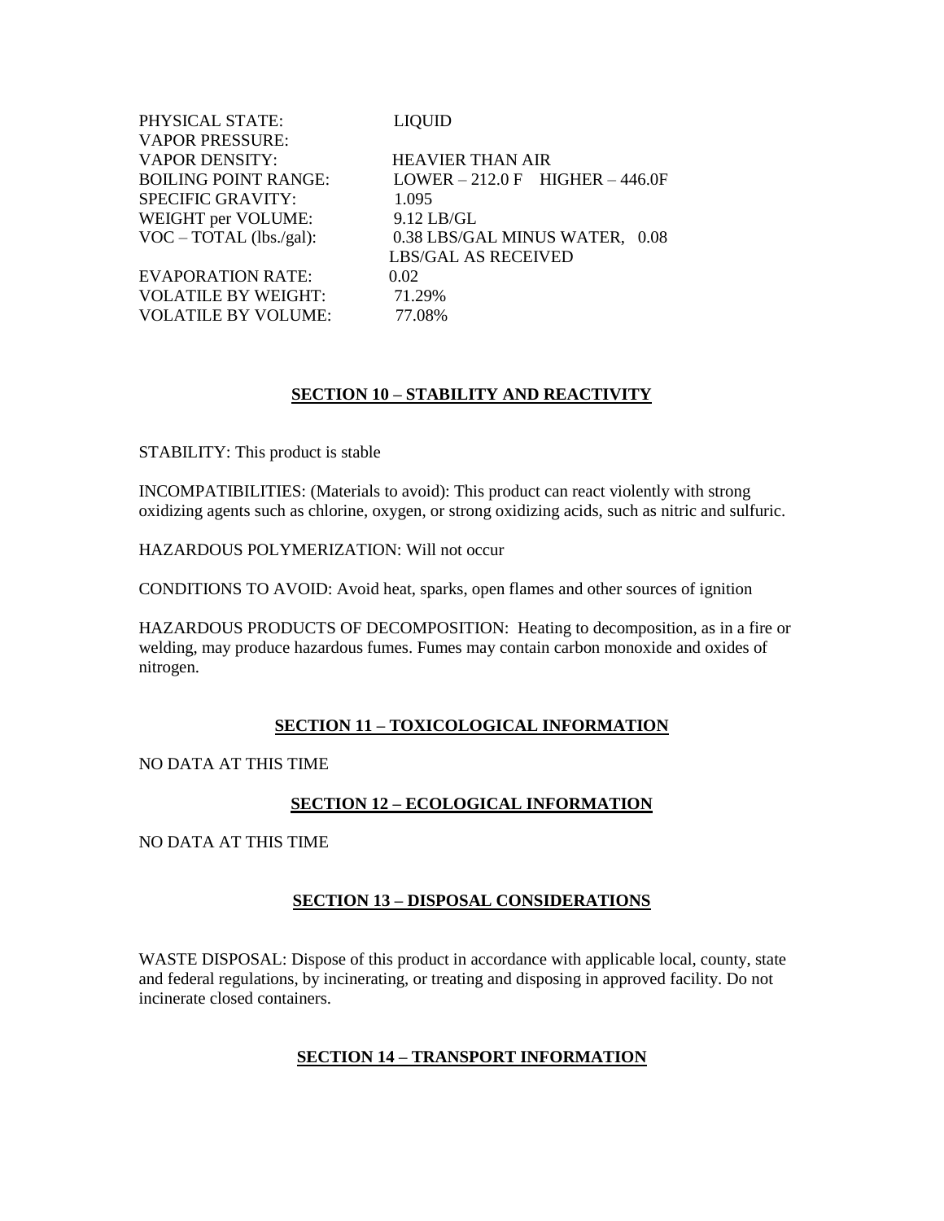| | |
|---|---|
| PHYSICAL STATE: | LIQUID |
| VAPOR PRESSURE: | |
| VAPOR DENSITY: | HEAVIER THAN AIR |
| BOILING POINT RANGE: | LOWER – 212.0 F HIGHER – 446.0F |
| SPECIFIC GRAVITY: | 1.095 |
| WEIGHT per VOLUME: | 9.12 LB/GL |
| VOC – TOTAL (lbs./gal): | 0.38 LBS/GAL MINUS WATER, 0.08 LBS/GAL AS RECEIVED |
| EVAPORATION RATE: | 0.02 |
| VOLATILE BY WEIGHT: | 71.29% |
| VOLATILE BY VOLUME: | 77.08% |

## SECTION 10 – STABILITY AND REACTIVITY

STABILITY: This product is stable

INCOMPATIBILITIES: (Materials to avoid): This product can react violently with strong oxidizing agents such as chlorine, oxygen, or strong oxidizing acids, such as nitric and sulfuric.

HAZARDOUS POLYMERIZATION: Will not occur

CONDITIONS TO AVOID: Avoid heat, sparks, open flames and other sources of ignition

HAZARDOUS PRODUCTS OF DECOMPOSITION: Heating to decomposition, as in a fire or welding, may produce hazardous fumes. Fumes may contain carbon monoxide and oxides of nitrogen.

## SECTION 11 – TOXICOLOGICAL INFORMATION

NO DATA AT THIS TIME

## SECTION 12 – ECOLOGICAL INFORMATION

NO DATA AT THIS TIME

## SECTION 13 – DISPOSAL CONSIDERATIONS

WASTE DISPOSAL: Dispose of this product in accordance with applicable local, county, state and federal regulations, by incinerating, or treating and disposing in approved facility. Do not incinerate closed containers.

## SECTION 14 – TRANSPORT INFORMATION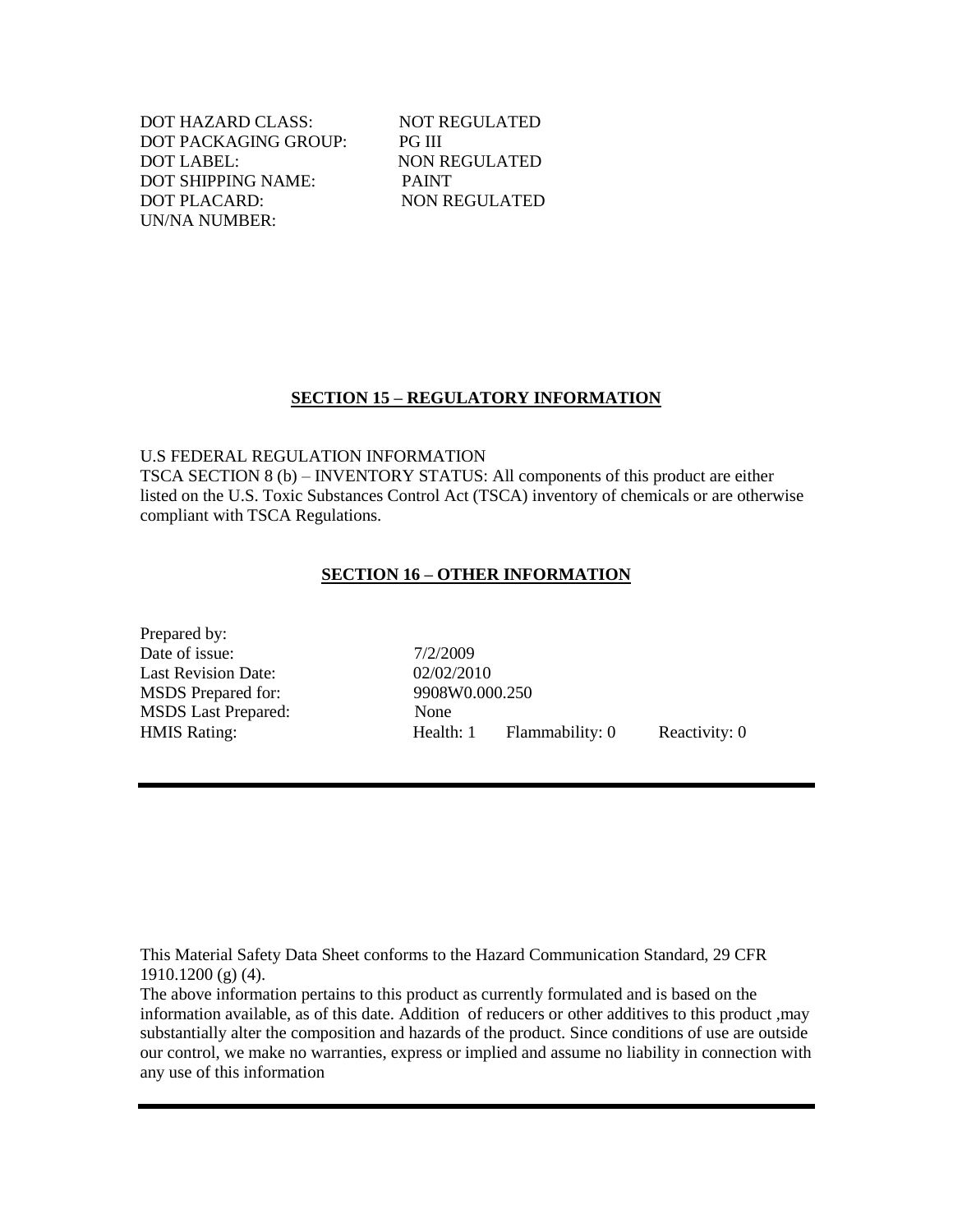| | |
|---|---|
| DOT HAZARD CLASS: | NOT REGULATED |
| DOT PACKAGING GROUP: | PG III |
| DOT LABEL: | NON REGULATED |
| DOT SHIPPING NAME: | PAINT |
| DOT PLACARD: | NON REGULATED |
| UN/NA NUMBER: | |

## SECTION 15 – REGULATORY INFORMATION

U.S FEDERAL REGULATION INFORMATION
TSCA SECTION 8 (b) – INVENTORY STATUS: All components of this product are either listed on the U.S. Toxic Substances Control Act (TSCA) inventory of chemicals or are otherwise compliant with TSCA Regulations.

## SECTION 16 – OTHER INFORMATION

| | | | |
|---|---|---|---|
| Prepared by: | | | |
| Date of issue: | 7/2/2009 | | |
| Last Revision Date: | 02/02/2010 | | |
| MSDS Prepared for: | 9908W0.000.250 | | |
| MSDS Last Prepared: | None | | |
| HMIS Rating: | Health: 1 | Flammability: 0 | Reactivity: 0 |

---

This Material Safety Data Sheet conforms to the Hazard Communication Standard, 29 CFR 1910.1200 (g) (4).
The above information pertains to this product as currently formulated and is based on the information available, as of this date. Addition of reducers or other additives to this product ,may substantially alter the composition and hazards of the product. Since conditions of use are outside our control, we make no warranties, express or implied and assume no liability in connection with any use of this information

---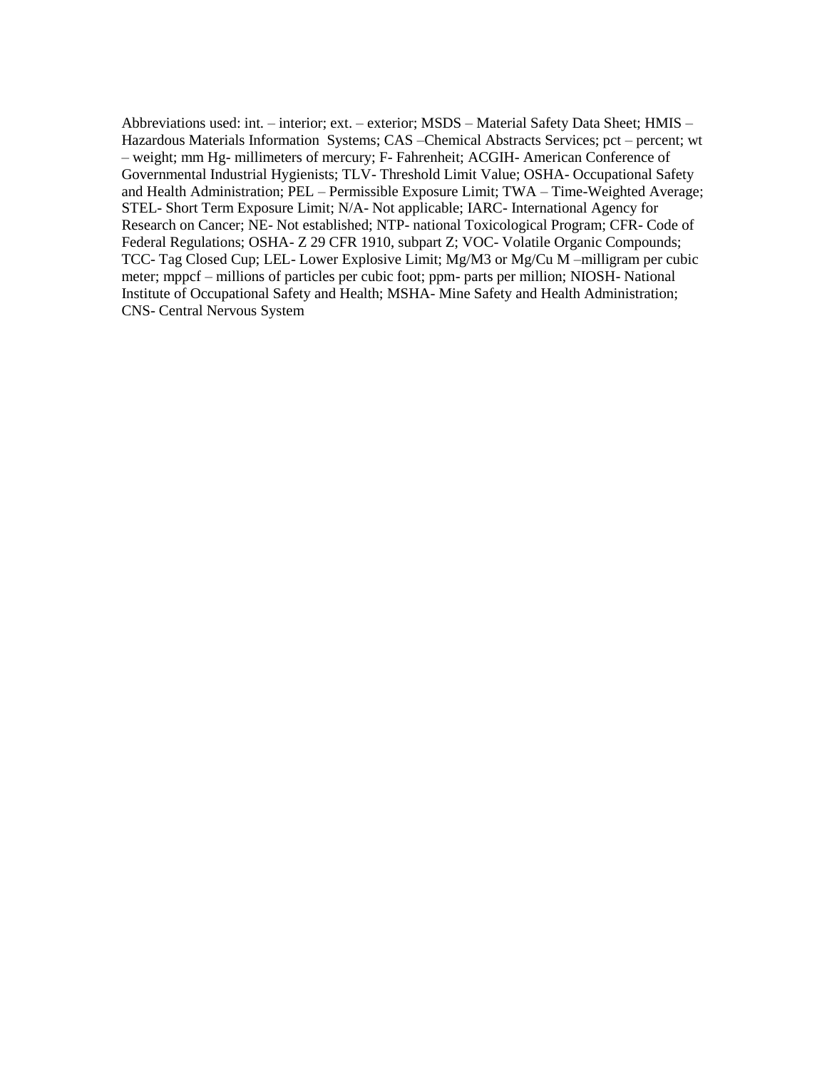Abbreviations used: int. – interior; ext. – exterior; MSDS – Material Safety Data Sheet; HMIS – Hazardous Materials Information Systems; CAS –Chemical Abstracts Services; pct – percent; wt – weight; mm Hg- millimeters of mercury; F- Fahrenheit; ACGIH- American Conference of Governmental Industrial Hygienists; TLV- Threshold Limit Value; OSHA- Occupational Safety and Health Administration; PEL – Permissible Exposure Limit; TWA – Time-Weighted Average; STEL- Short Term Exposure Limit; N/A- Not applicable; IARC- International Agency for Research on Cancer; NE- Not established; NTP- national Toxicological Program; CFR- Code of Federal Regulations; OSHA- Z 29 CFR 1910, subpart Z; VOC- Volatile Organic Compounds; TCC- Tag Closed Cup; LEL- Lower Explosive Limit; Mg/M3 or Mg/Cu M –milligram per cubic meter; mppcf – millions of particles per cubic foot; ppm- parts per million; NIOSH- National Institute of Occupational Safety and Health; MSHA- Mine Safety and Health Administration; CNS- Central Nervous System